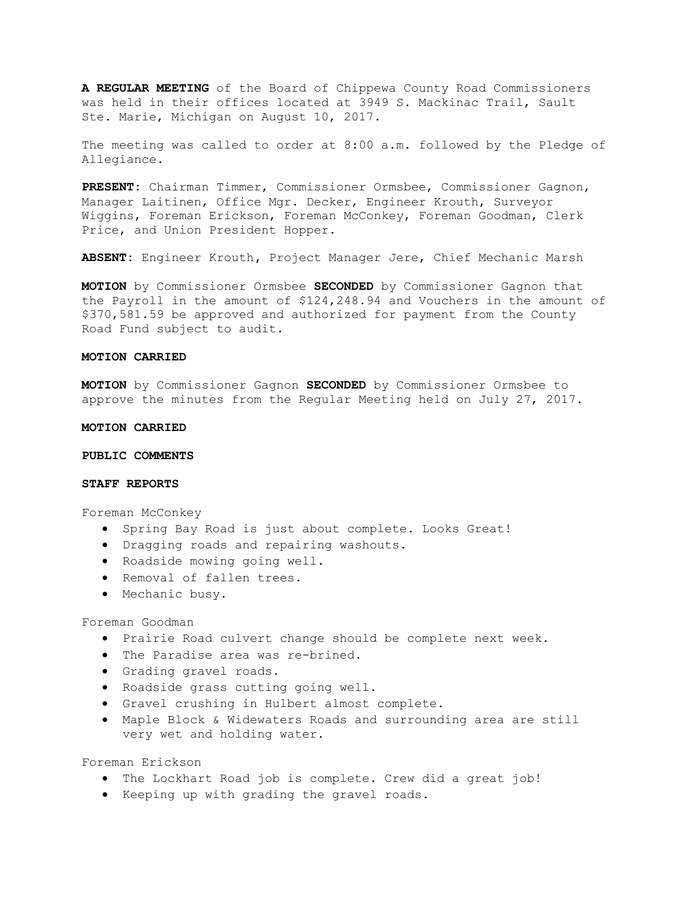**A REGULAR MEETING** of the Board of Chippewa County Road Commissioners was held in their offices located at 3949 S. Mackinac Trail, Sault Ste. Marie, Michigan on August 10, 2017.

The meeting was called to order at 8:00 a.m. followed by the Pledge of Allegiance.

**PRESENT**: Chairman Timmer, Commissioner Ormsbee, Commissioner Gagnon, Manager Laitinen, Office Mgr. Decker, Engineer Krouth, Surveyor Wiggins, Foreman Erickson, Foreman McConkey, Foreman Goodman, Clerk Price, and Union President Hopper.

**ABSENT**: Engineer Krouth, Project Manager Jere, Chief Mechanic Marsh

**MOTION** by Commissioner Ormsbee **SECONDED** by Commissioner Gagnon that the Payroll in the amount of $124,248.94 and Vouchers in the amount of $370,581.59 be approved and authorized for payment from the County Road Fund subject to audit.

**MOTION CARRIED**

**MOTION** by Commissioner Gagnon **SECONDED** by Commissioner Ormsbee to approve the minutes from the Regular Meeting held on July 27, 2017.

**MOTION CARRIED**

**PUBLIC COMMENTS**

**STAFF REPORTS**

Foreman McConkey

- Spring Bay Road is just about complete. Looks Great!
- Dragging roads and repairing washouts.
- Roadside mowing going well.
- Removal of fallen trees.
- Mechanic busy.

Foreman Goodman

- Prairie Road culvert change should be complete next week.
- The Paradise area was re-brined.
- Grading gravel roads.
- Roadside grass cutting going well.
- Gravel crushing in Hulbert almost complete.
- Maple Block & Widewaters Roads and surrounding area are still very wet and holding water.

Foreman Erickson

- The Lockhart Road job is complete. Crew did a great job!
- Keeping up with grading the gravel roads.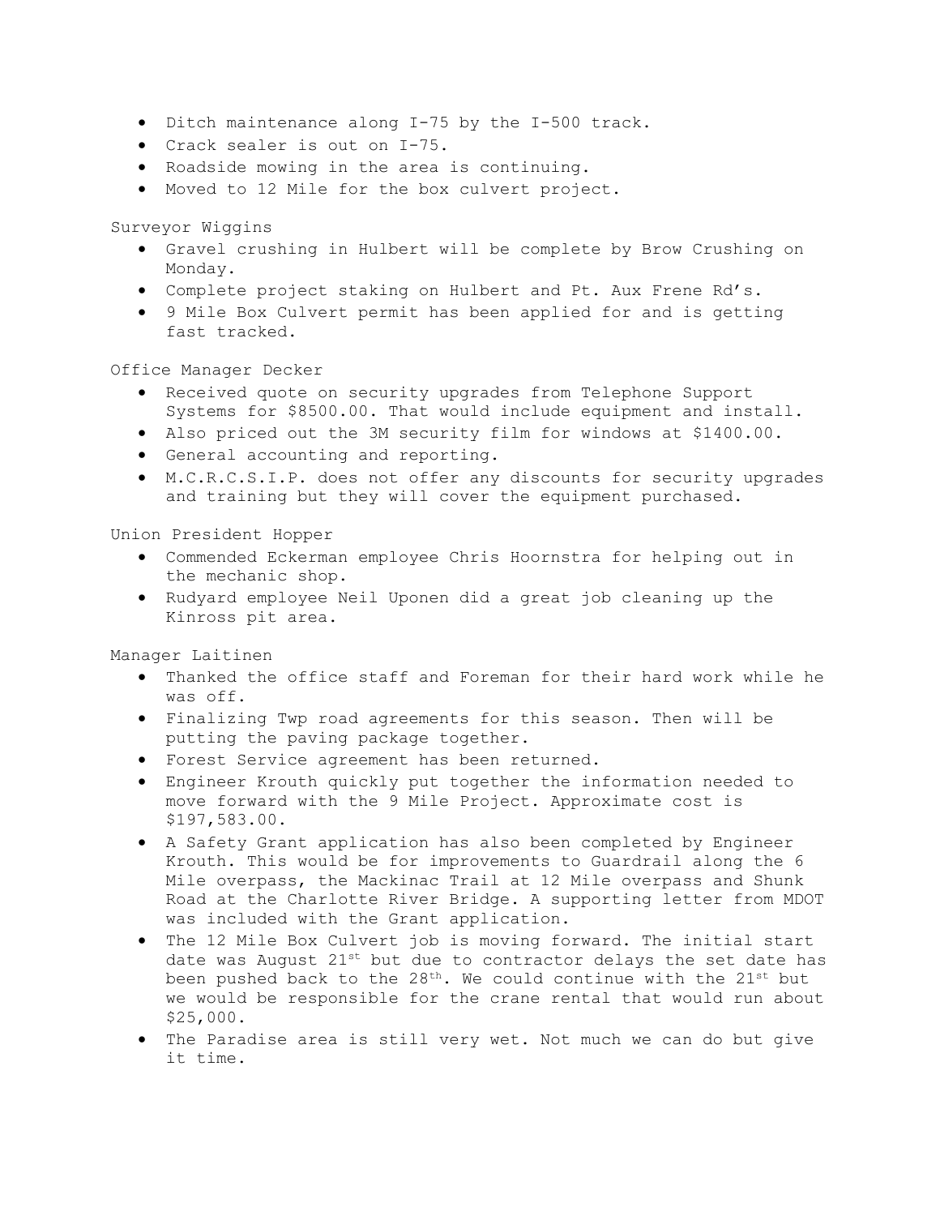- Ditch maintenance along I-75 by the I-500 track.
- Crack sealer is out on I-75.
- Roadside mowing in the area is continuing.
- Moved to 12 Mile for the box culvert project.

Surveyor Wiggins

- Gravel crushing in Hulbert will be complete by Brow Crushing on Monday.
- Complete project staking on Hulbert and Pt. Aux Frene Rd's.
- 9 Mile Box Culvert permit has been applied for and is getting fast tracked.

Office Manager Decker

- Received quote on security upgrades from Telephone Support Systems for $8500.00. That would include equipment and install.
- Also priced out the 3M security film for windows at $1400.00.
- General accounting and reporting.
- M.C.R.C.S.I.P. does not offer any discounts for security upgrades and training but they will cover the equipment purchased.

Union President Hopper

- Commended Eckerman employee Chris Hoornstra for helping out in the mechanic shop.
- Rudyard employee Neil Uponen did a great job cleaning up the Kinross pit area.

Manager Laitinen

- Thanked the office staff and Foreman for their hard work while he was off.
- Finalizing Twp road agreements for this season. Then will be putting the paving package together.
- Forest Service agreement has been returned.
- Engineer Krouth quickly put together the information needed to move forward with the 9 Mile Project. Approximate cost is $197,583.00.
- A Safety Grant application has also been completed by Engineer Krouth. This would be for improvements to Guardrail along the 6 Mile overpass, the Mackinac Trail at 12 Mile overpass and Shunk Road at the Charlotte River Bridge. A supporting letter from MDOT was included with the Grant application.
- The 12 Mile Box Culvert job is moving forward. The initial start date was August 21st but due to contractor delays the set date has been pushed back to the 28th. We could continue with the 21st but we would be responsible for the crane rental that would run about $25,000.
- The Paradise area is still very wet. Not much we can do but give it time.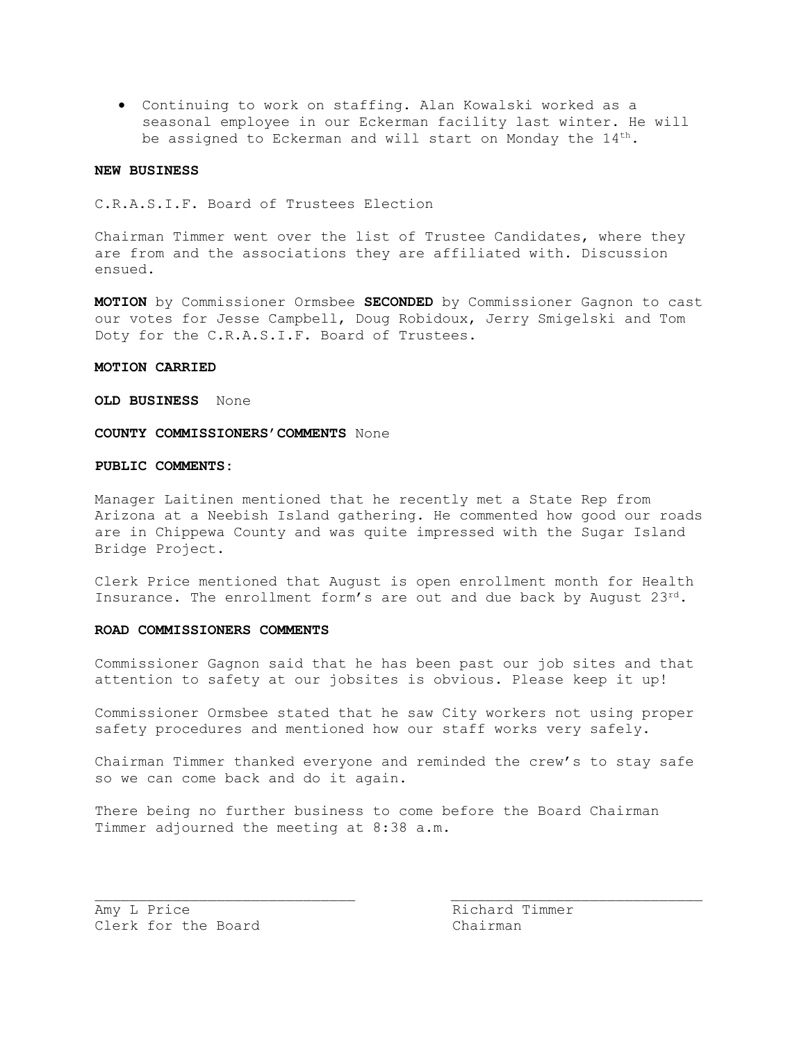- Continuing to work on staffing. Alan Kowalski worked as a seasonal employee in our Eckerman facility last winter. He will be assigned to Eckerman and will start on Monday the 14th.

**NEW BUSINESS**

C.R.A.S.I.F. Board of Trustees Election

Chairman Timmer went over the list of Trustee Candidates, where they are from and the associations they are affiliated with. Discussion ensued.

**MOTION** by Commissioner Ormsbee **SECONDED** by Commissioner Gagnon to cast our votes for Jesse Campbell, Doug Robidoux, Jerry Smigelski and Tom Doty for the C.R.A.S.I.F. Board of Trustees.

**MOTION CARRIED**

**OLD BUSINESS** None

**COUNTY COMMISSIONERS'COMMENTS** None

**PUBLIC COMMENTS:**

Manager Laitinen mentioned that he recently met a State Rep from Arizona at a Neebish Island gathering. He commented how good our roads are in Chippewa County and was quite impressed with the Sugar Island Bridge Project.

Clerk Price mentioned that August is open enrollment month for Health Insurance. The enrollment form's are out and due back by August 23rd.

**ROAD COMMISSIONERS COMMENTS**

Commissioner Gagnon said that he has been past our job sites and that attention to safety at our jobsites is obvious. Please keep it up!

Commissioner Ormsbee stated that he saw City workers not using proper safety procedures and mentioned how our staff works very safely.

Chairman Timmer thanked everyone and reminded the crew's to stay safe so we can come back and do it again.

There being no further business to come before the Board Chairman Timmer adjourned the meeting at 8:38 a.m.

______________________________ ______________________________

Amy L Price
Clerk for the Board

Richard Timmer
Chairman